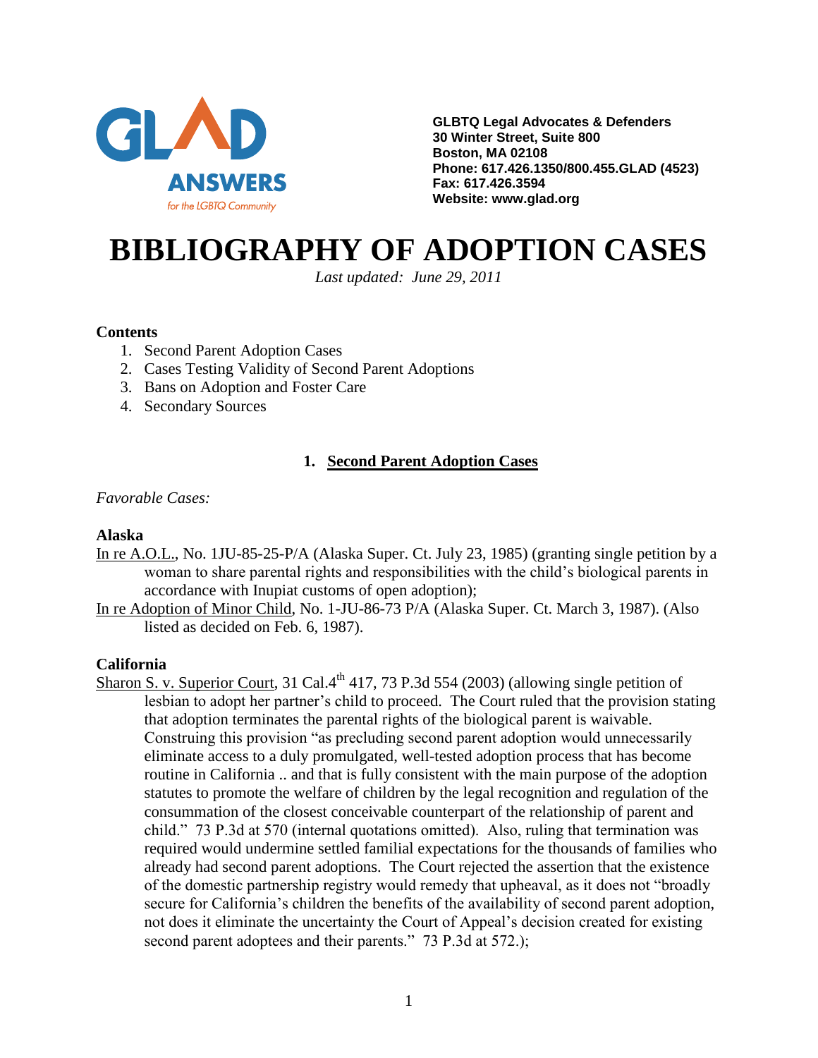**GLBTQ Legal Advocates & Defenders**
**30 Winter Street, Suite 800**
**Boston, MA 02108**
**Phone: 617.426.1350/800.455.GLAD (4523)**
**Fax: 617.426.3594**
**Website: www.glad.org**

# BIBLIOGRAPHY OF ADOPTION CASES

*Last updated: June 29, 2011*

**Contents**

1. Second Parent Adoption Cases
2. Cases Testing Validity of Second Parent Adoptions
3. Bans on Adoption and Foster Care
4. Secondary Sources

## 1. Second Parent Adoption Cases

*Favorable Cases:*

### Alaska

In re A.O.L., No. 1JU-85-25-P/A (Alaska Super. Ct. July 23, 1985) (granting single petition by a woman to share parental rights and responsibilities with the child's biological parents in accordance with Inupiat customs of open adoption);

In re Adoption of Minor Child, No. 1-JU-86-73 P/A (Alaska Super. Ct. March 3, 1987). (Also listed as decided on Feb. 6, 1987).

### California

Sharon S. v. Superior Court, 31 Cal.4th 417, 73 P.3d 554 (2003) (allowing single petition of lesbian to adopt her partner's child to proceed. The Court ruled that the provision stating that adoption terminates the parental rights of the biological parent is waivable. Construing this provision "as precluding second parent adoption would unnecessarily eliminate access to a duly promulgated, well-tested adoption process that has become routine in California .. and that is fully consistent with the main purpose of the adoption statutes to promote the welfare of children by the legal recognition and regulation of the consummation of the closest conceivable counterpart of the relationship of parent and child." 73 P.3d at 570 (internal quotations omitted). Also, ruling that termination was required would undermine settled familial expectations for the thousands of families who already had second parent adoptions. The Court rejected the assertion that the existence of the domestic partnership registry would remedy that upheaval, as it does not "broadly secure for California's children the benefits of the availability of second parent adoption, not does it eliminate the uncertainty the Court of Appeal's decision created for existing second parent adoptees and their parents." 73 P.3d at 572.);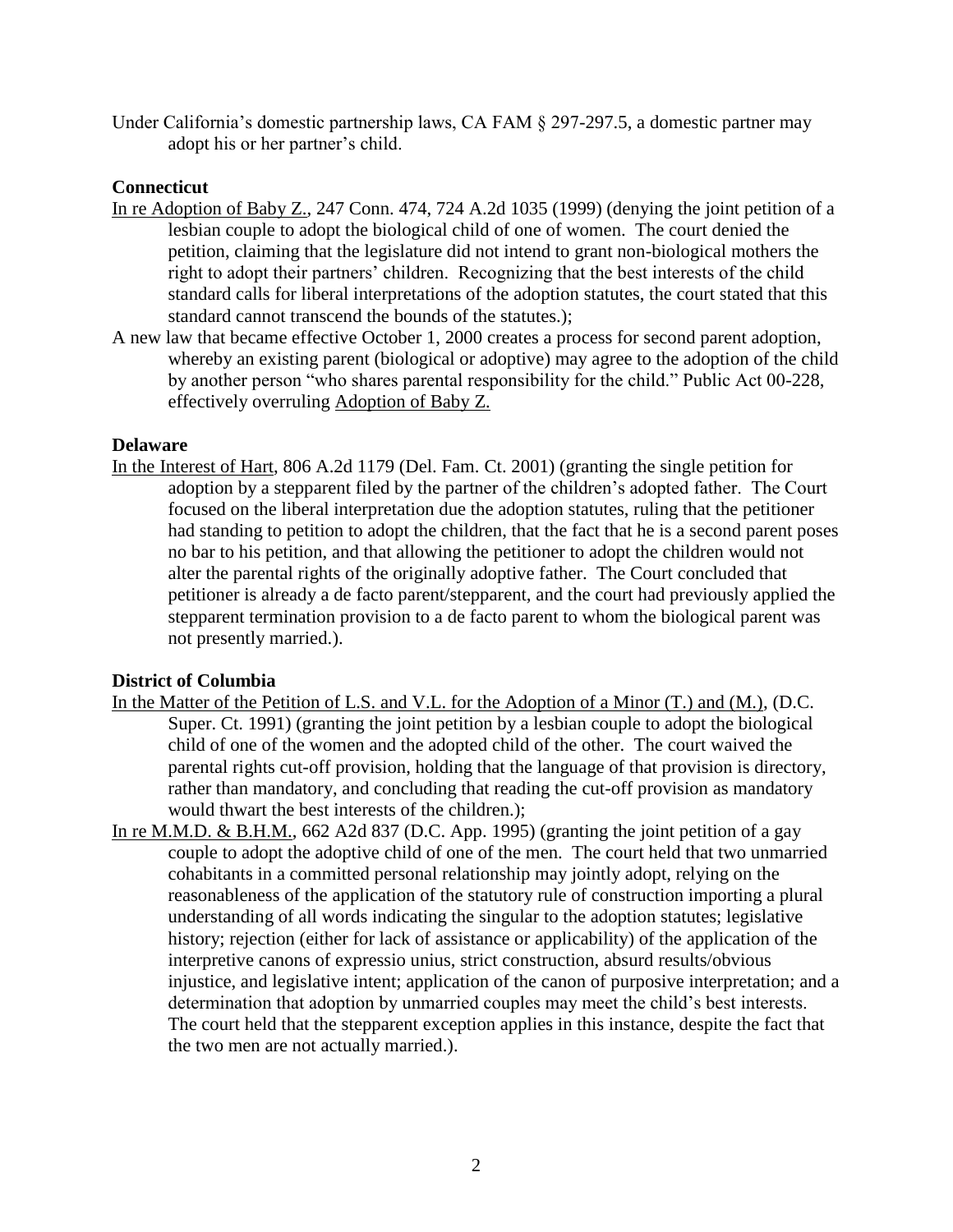Under California's domestic partnership laws, CA FAM § 297-297.5, a domestic partner may adopt his or her partner's child.

**Connecticut**

In re Adoption of Baby Z., 247 Conn. 474, 724 A.2d 1035 (1999) (denying the joint petition of a lesbian couple to adopt the biological child of one of women. The court denied the petition, claiming that the legislature did not intend to grant non-biological mothers the right to adopt their partners' children. Recognizing that the best interests of the child standard calls for liberal interpretations of the adoption statutes, the court stated that this standard cannot transcend the bounds of the statutes.);

A new law that became effective October 1, 2000 creates a process for second parent adoption, whereby an existing parent (biological or adoptive) may agree to the adoption of the child by another person "who shares parental responsibility for the child." Public Act 00-228, effectively overruling Adoption of Baby Z.

**Delaware**

In the Interest of Hart, 806 A.2d 1179 (Del. Fam. Ct. 2001) (granting the single petition for adoption by a stepparent filed by the partner of the children's adopted father. The Court focused on the liberal interpretation due the adoption statutes, ruling that the petitioner had standing to petition to adopt the children, that the fact that he is a second parent poses no bar to his petition, and that allowing the petitioner to adopt the children would not alter the parental rights of the originally adoptive father. The Court concluded that petitioner is already a de facto parent/stepparent, and the court had previously applied the stepparent termination provision to a de facto parent to whom the biological parent was not presently married.).

**District of Columbia**

In the Matter of the Petition of L.S. and V.L. for the Adoption of a Minor (T.) and (M.), (D.C. Super. Ct. 1991) (granting the joint petition by a lesbian couple to adopt the biological child of one of the women and the adopted child of the other. The court waived the parental rights cut-off provision, holding that the language of that provision is directory, rather than mandatory, and concluding that reading the cut-off provision as mandatory would thwart the best interests of the children.);

In re M.M.D. & B.H.M., 662 A2d 837 (D.C. App. 1995) (granting the joint petition of a gay couple to adopt the adoptive child of one of the men. The court held that two unmarried cohabitants in a committed personal relationship may jointly adopt, relying on the reasonableness of the application of the statutory rule of construction importing a plural understanding of all words indicating the singular to the adoption statutes; legislative history; rejection (either for lack of assistance or applicability) of the application of the interpretive canons of expressio unius, strict construction, absurd results/obvious injustice, and legislative intent; application of the canon of purposive interpretation; and a determination that adoption by unmarried couples may meet the child's best interests. The court held that the stepparent exception applies in this instance, despite the fact that the two men are not actually married.).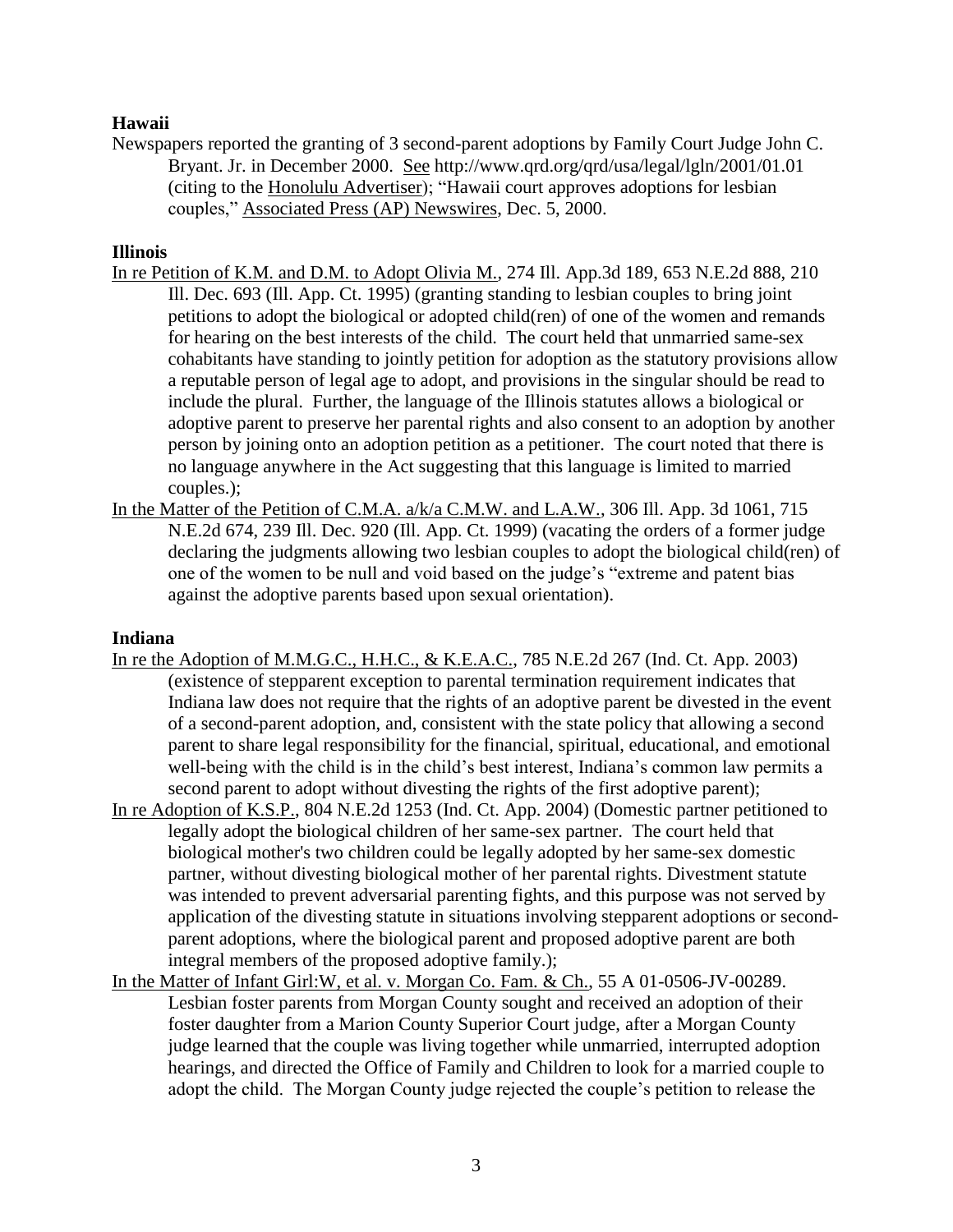**Hawaii**

Newspapers reported the granting of 3 second-parent adoptions by Family Court Judge John C. Bryant. Jr. in December 2000. See http://www.qrd.org/qrd/usa/legal/lgln/2001/01.01 (citing to the Honolulu Advertiser); "Hawaii court approves adoptions for lesbian couples," Associated Press (AP) Newswires, Dec. 5, 2000.

**Illinois**

In re Petition of K.M. and D.M. to Adopt Olivia M., 274 Ill. App.3d 189, 653 N.E.2d 888, 210 Ill. Dec. 693 (Ill. App. Ct. 1995) (granting standing to lesbian couples to bring joint petitions to adopt the biological or adopted child(ren) of one of the women and remands for hearing on the best interests of the child. The court held that unmarried same-sex cohabitants have standing to jointly petition for adoption as the statutory provisions allow a reputable person of legal age to adopt, and provisions in the singular should be read to include the plural. Further, the language of the Illinois statutes allows a biological or adoptive parent to preserve her parental rights and also consent to an adoption by another person by joining onto an adoption petition as a petitioner. The court noted that there is no language anywhere in the Act suggesting that this language is limited to married couples.);

In the Matter of the Petition of C.M.A. a/k/a C.M.W. and L.A.W., 306 Ill. App. 3d 1061, 715 N.E.2d 674, 239 Ill. Dec. 920 (Ill. App. Ct. 1999) (vacating the orders of a former judge declaring the judgments allowing two lesbian couples to adopt the biological child(ren) of one of the women to be null and void based on the judge's "extreme and patent bias against the adoptive parents based upon sexual orientation).

**Indiana**

In re the Adoption of M.M.G.C., H.H.C., & K.E.A.C., 785 N.E.2d 267 (Ind. Ct. App. 2003) (existence of stepparent exception to parental termination requirement indicates that Indiana law does not require that the rights of an adoptive parent be divested in the event of a second-parent adoption, and, consistent with the state policy that allowing a second parent to share legal responsibility for the financial, spiritual, educational, and emotional well-being with the child is in the child's best interest, Indiana's common law permits a second parent to adopt without divesting the rights of the first adoptive parent);

In re Adoption of K.S.P., 804 N.E.2d 1253 (Ind. Ct. App. 2004) (Domestic partner petitioned to legally adopt the biological children of her same-sex partner. The court held that biological mother's two children could be legally adopted by her same-sex domestic partner, without divesting biological mother of her parental rights. Divestment statute was intended to prevent adversarial parenting fights, and this purpose was not served by application of the divesting statute in situations involving stepparent adoptions or second-parent adoptions, where the biological parent and proposed adoptive parent are both integral members of the proposed adoptive family.);

In the Matter of Infant Girl:W, et al. v. Morgan Co. Fam. & Ch., 55 A 01-0506-JV-00289. Lesbian foster parents from Morgan County sought and received an adoption of their foster daughter from a Marion County Superior Court judge, after a Morgan County judge learned that the couple was living together while unmarried, interrupted adoption hearings, and directed the Office of Family and Children to look for a married couple to adopt the child. The Morgan County judge rejected the couple's petition to release the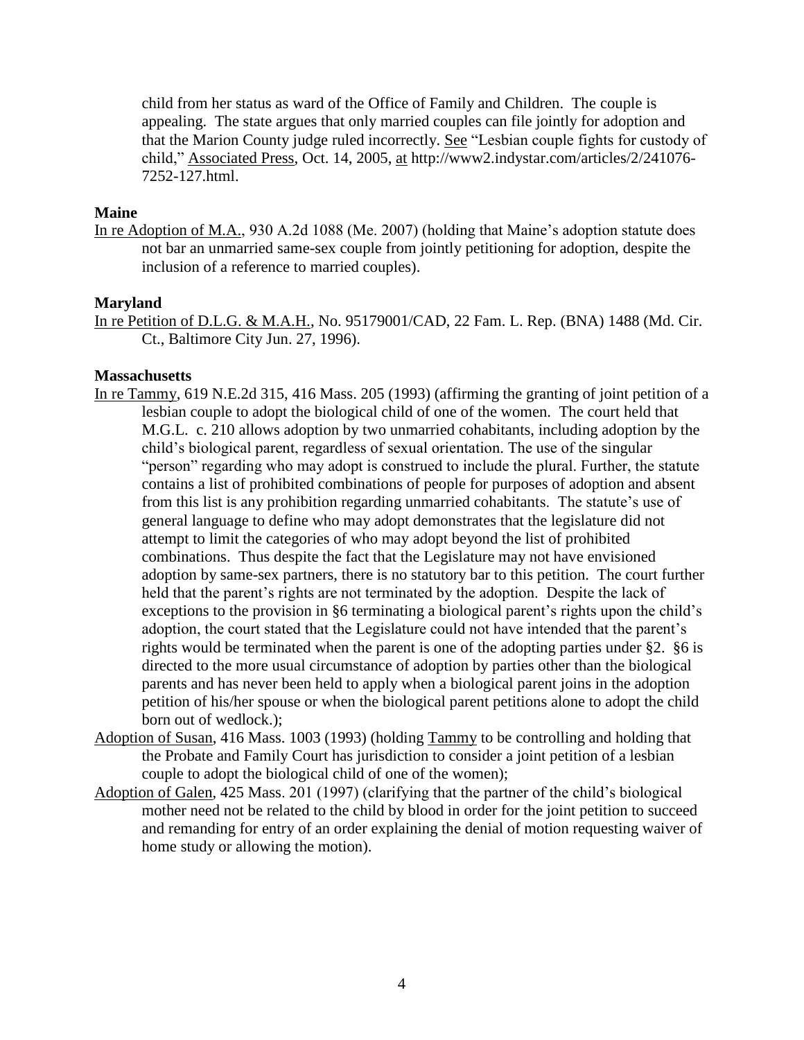child from her status as ward of the Office of Family and Children. The couple is appealing. The state argues that only married couples can file jointly for adoption and that the Marion County judge ruled incorrectly. See "Lesbian couple fights for custody of child," Associated Press, Oct. 14, 2005, at http://www2.indystar.com/articles/2/241076-7252-127.html.

**Maine**

In re Adoption of M.A., 930 A.2d 1088 (Me. 2007) (holding that Maine's adoption statute does not bar an unmarried same-sex couple from jointly petitioning for adoption, despite the inclusion of a reference to married couples).

**Maryland**

In re Petition of D.L.G. & M.A.H., No. 95179001/CAD, 22 Fam. L. Rep. (BNA) 1488 (Md. Cir. Ct., Baltimore City Jun. 27, 1996).

**Massachusetts**

In re Tammy, 619 N.E.2d 315, 416 Mass. 205 (1993) (affirming the granting of joint petition of a lesbian couple to adopt the biological child of one of the women. The court held that M.G.L. c. 210 allows adoption by two unmarried cohabitants, including adoption by the child's biological parent, regardless of sexual orientation. The use of the singular "person" regarding who may adopt is construed to include the plural. Further, the statute contains a list of prohibited combinations of people for purposes of adoption and absent from this list is any prohibition regarding unmarried cohabitants. The statute's use of general language to define who may adopt demonstrates that the legislature did not attempt to limit the categories of who may adopt beyond the list of prohibited combinations. Thus despite the fact that the Legislature may not have envisioned adoption by same-sex partners, there is no statutory bar to this petition. The court further held that the parent's rights are not terminated by the adoption. Despite the lack of exceptions to the provision in §6 terminating a biological parent's rights upon the child's adoption, the court stated that the Legislature could not have intended that the parent's rights would be terminated when the parent is one of the adopting parties under §2. §6 is directed to the more usual circumstance of adoption by parties other than the biological parents and has never been held to apply when a biological parent joins in the adoption petition of his/her spouse or when the biological parent petitions alone to adopt the child born out of wedlock.);

Adoption of Susan, 416 Mass. 1003 (1993) (holding Tammy to be controlling and holding that the Probate and Family Court has jurisdiction to consider a joint petition of a lesbian couple to adopt the biological child of one of the women);

Adoption of Galen, 425 Mass. 201 (1997) (clarifying that the partner of the child's biological mother need not be related to the child by blood in order for the joint petition to succeed and remanding for entry of an order explaining the denial of motion requesting waiver of home study or allowing the motion).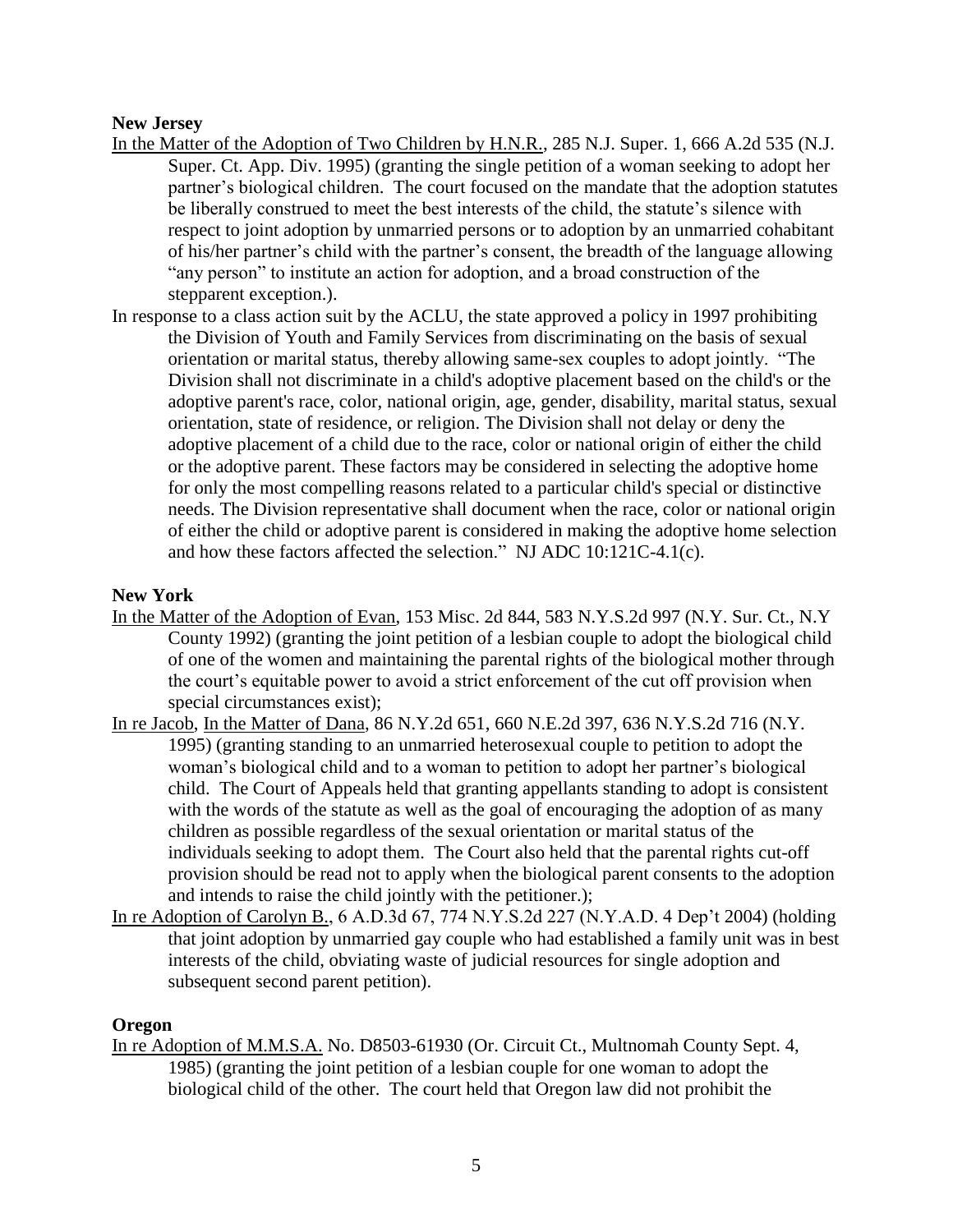**New Jersey**

In the Matter of the Adoption of Two Children by H.N.R., 285 N.J. Super. 1, 666 A.2d 535 (N.J. Super. Ct. App. Div. 1995) (granting the single petition of a woman seeking to adopt her partner's biological children. The court focused on the mandate that the adoption statutes be liberally construed to meet the best interests of the child, the statute's silence with respect to joint adoption by unmarried persons or to adoption by an unmarried cohabitant of his/her partner's child with the partner's consent, the breadth of the language allowing "any person" to institute an action for adoption, and a broad construction of the stepparent exception.).

In response to a class action suit by the ACLU, the state approved a policy in 1997 prohibiting the Division of Youth and Family Services from discriminating on the basis of sexual orientation or marital status, thereby allowing same-sex couples to adopt jointly. "The Division shall not discriminate in a child's adoptive placement based on the child's or the adoptive parent's race, color, national origin, age, gender, disability, marital status, sexual orientation, state of residence, or religion. The Division shall not delay or deny the adoptive placement of a child due to the race, color or national origin of either the child or the adoptive parent. These factors may be considered in selecting the adoptive home for only the most compelling reasons related to a particular child's special or distinctive needs. The Division representative shall document when the race, color or national origin of either the child or adoptive parent is considered in making the adoptive home selection and how these factors affected the selection." NJ ADC 10:121C-4.1(c).

**New York**

In the Matter of the Adoption of Evan, 153 Misc. 2d 844, 583 N.Y.S.2d 997 (N.Y. Sur. Ct., N.Y County 1992) (granting the joint petition of a lesbian couple to adopt the biological child of one of the women and maintaining the parental rights of the biological mother through the court's equitable power to avoid a strict enforcement of the cut off provision when special circumstances exist);

In re Jacob, In the Matter of Dana, 86 N.Y.2d 651, 660 N.E.2d 397, 636 N.Y.S.2d 716 (N.Y. 1995) (granting standing to an unmarried heterosexual couple to petition to adopt the woman's biological child and to a woman to petition to adopt her partner's biological child. The Court of Appeals held that granting appellants standing to adopt is consistent with the words of the statute as well as the goal of encouraging the adoption of as many children as possible regardless of the sexual orientation or marital status of the individuals seeking to adopt them. The Court also held that the parental rights cut-off provision should be read not to apply when the biological parent consents to the adoption and intends to raise the child jointly with the petitioner.);

In re Adoption of Carolyn B., 6 A.D.3d 67, 774 N.Y.S.2d 227 (N.Y.A.D. 4 Dep't 2004) (holding that joint adoption by unmarried gay couple who had established a family unit was in best interests of the child, obviating waste of judicial resources for single adoption and subsequent second parent petition).

**Oregon**

In re Adoption of M.M.S.A. No. D8503-61930 (Or. Circuit Ct., Multnomah County Sept. 4, 1985) (granting the joint petition of a lesbian couple for one woman to adopt the biological child of the other. The court held that Oregon law did not prohibit the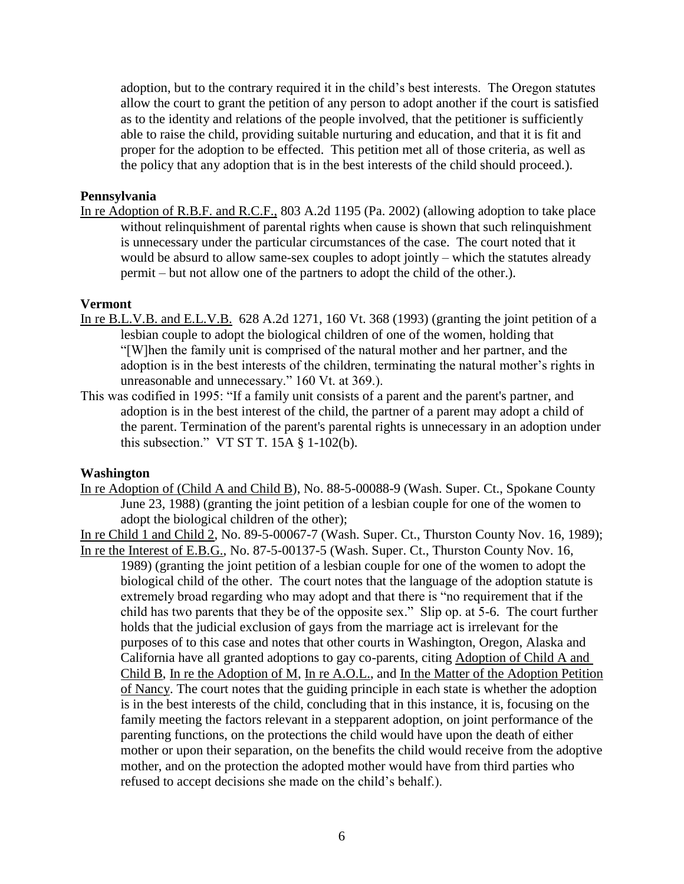adoption, but to the contrary required it in the child's best interests. The Oregon statutes allow the court to grant the petition of any person to adopt another if the court is satisfied as to the identity and relations of the people involved, that the petitioner is sufficiently able to raise the child, providing suitable nurturing and education, and that it is fit and proper for the adoption to be effected. This petition met all of those criteria, as well as the policy that any adoption that is in the best interests of the child should proceed.).

**Pennsylvania**

In re Adoption of R.B.F. and R.C.F., 803 A.2d 1195 (Pa. 2002) (allowing adoption to take place without relinquishment of parental rights when cause is shown that such relinquishment is unnecessary under the particular circumstances of the case. The court noted that it would be absurd to allow same-sex couples to adopt jointly – which the statutes already permit – but not allow one of the partners to adopt the child of the other.).

**Vermont**

In re B.L.V.B. and E.L.V.B. 628 A.2d 1271, 160 Vt. 368 (1993) (granting the joint petition of a lesbian couple to adopt the biological children of one of the women, holding that "[W]hen the family unit is comprised of the natural mother and her partner, and the adoption is in the best interests of the children, terminating the natural mother's rights in unreasonable and unnecessary." 160 Vt. at 369.).

This was codified in 1995: "If a family unit consists of a parent and the parent's partner, and adoption is in the best interest of the child, the partner of a parent may adopt a child of the parent. Termination of the parent's parental rights is unnecessary in an adoption under this subsection." VT ST T. 15A § 1-102(b).

**Washington**

In re Adoption of (Child A and Child B), No. 88-5-00088-9 (Wash. Super. Ct., Spokane County June 23, 1988) (granting the joint petition of a lesbian couple for one of the women to adopt the biological children of the other);

In re Child 1 and Child 2, No. 89-5-00067-7 (Wash. Super. Ct., Thurston County Nov. 16, 1989);

In re the Interest of E.B.G., No. 87-5-00137-5 (Wash. Super. Ct., Thurston County Nov. 16, 1989) (granting the joint petition of a lesbian couple for one of the women to adopt the biological child of the other. The court notes that the language of the adoption statute is extremely broad regarding who may adopt and that there is "no requirement that if the child has two parents that they be of the opposite sex." Slip op. at 5-6. The court further holds that the judicial exclusion of gays from the marriage act is irrelevant for the purposes of to this case and notes that other courts in Washington, Oregon, Alaska and California have all granted adoptions to gay co-parents, citing Adoption of Child A and Child B, In re the Adoption of M, In re A.O.L., and In the Matter of the Adoption Petition of Nancy. The court notes that the guiding principle in each state is whether the adoption is in the best interests of the child, concluding that in this instance, it is, focusing on the family meeting the factors relevant in a stepparent adoption, on joint performance of the parenting functions, on the protections the child would have upon the death of either mother or upon their separation, on the benefits the child would receive from the adoptive mother, and on the protection the adopted mother would have from third parties who refused to accept decisions she made on the child's behalf.).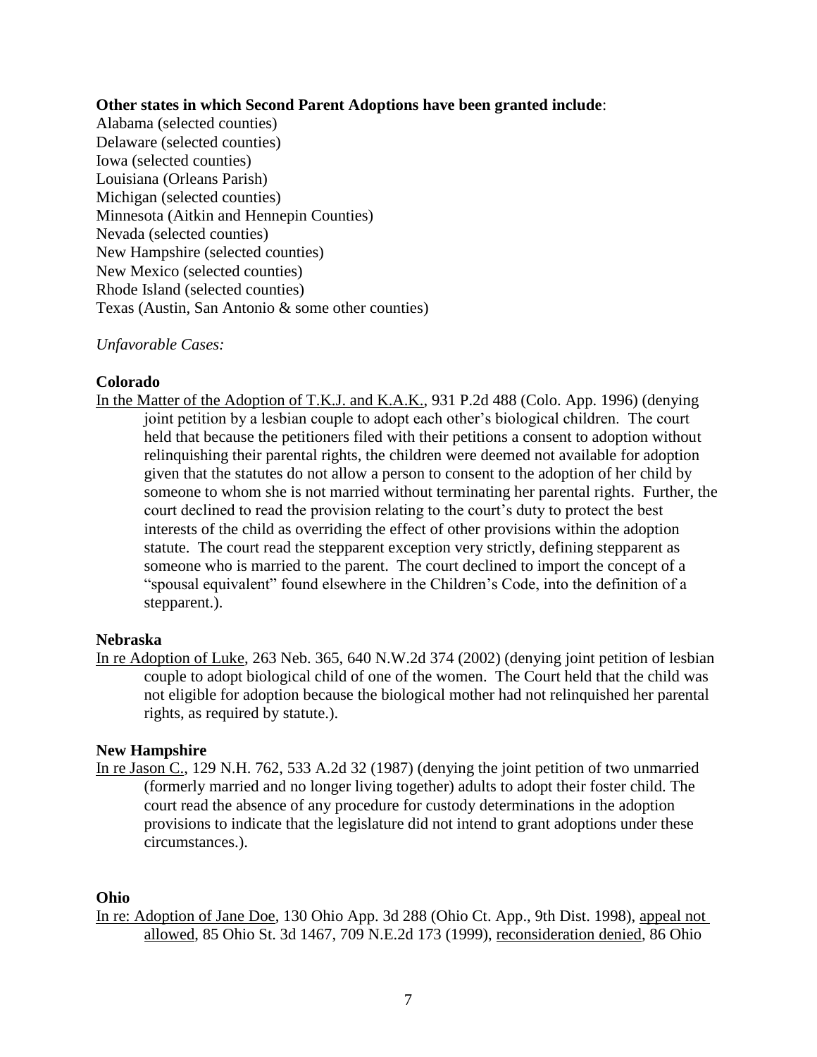**Other states in which Second Parent Adoptions have been granted include**:

Alabama (selected counties)
Delaware (selected counties)
Iowa (selected counties)
Louisiana (Orleans Parish)
Michigan (selected counties)
Minnesota (Aitkin and Hennepin Counties)
Nevada (selected counties)
New Hampshire (selected counties)
New Mexico (selected counties)
Rhode Island (selected counties)
Texas (Austin, San Antonio & some other counties)

*Unfavorable Cases:*

**Colorado**

In the Matter of the Adoption of T.K.J. and K.A.K., 931 P.2d 488 (Colo. App. 1996) (denying joint petition by a lesbian couple to adopt each other's biological children. The court held that because the petitioners filed with their petitions a consent to adoption without relinquishing their parental rights, the children were deemed not available for adoption given that the statutes do not allow a person to consent to the adoption of her child by someone to whom she is not married without terminating her parental rights. Further, the court declined to read the provision relating to the court's duty to protect the best interests of the child as overriding the effect of other provisions within the adoption statute. The court read the stepparent exception very strictly, defining stepparent as someone who is married to the parent. The court declined to import the concept of a "spousal equivalent" found elsewhere in the Children's Code, into the definition of a stepparent.).

**Nebraska**

In re Adoption of Luke, 263 Neb. 365, 640 N.W.2d 374 (2002) (denying joint petition of lesbian couple to adopt biological child of one of the women. The Court held that the child was not eligible for adoption because the biological mother had not relinquished her parental rights, as required by statute.).

**New Hampshire**

In re Jason C., 129 N.H. 762, 533 A.2d 32 (1987) (denying the joint petition of two unmarried (formerly married and no longer living together) adults to adopt their foster child. The court read the absence of any procedure for custody determinations in the adoption provisions to indicate that the legislature did not intend to grant adoptions under these circumstances.).

**Ohio**

In re: Adoption of Jane Doe, 130 Ohio App. 3d 288 (Ohio Ct. App., 9th Dist. 1998), appeal not allowed, 85 Ohio St. 3d 1467, 709 N.E.2d 173 (1999), reconsideration denied, 86 Ohio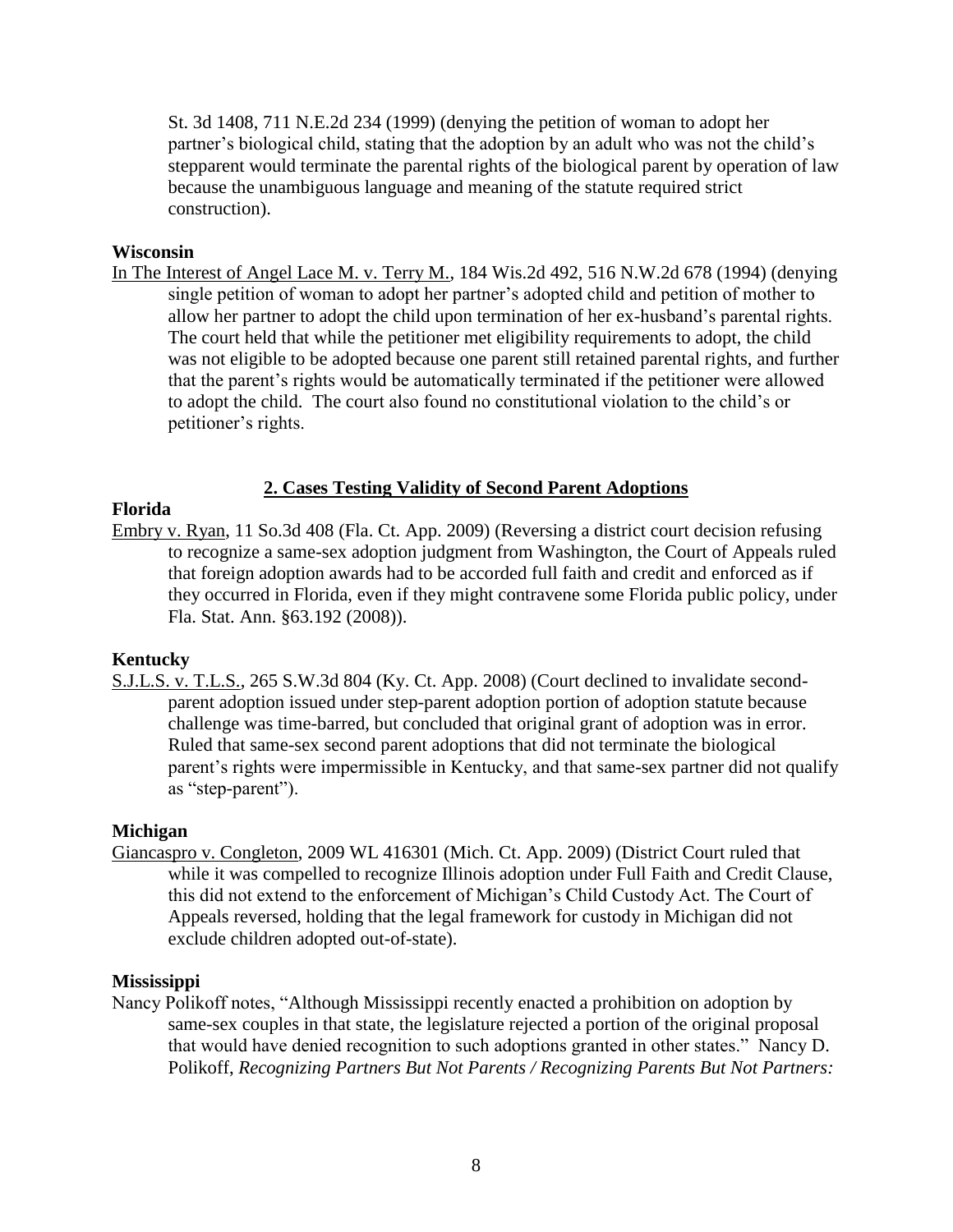St. 3d 1408, 711 N.E.2d 234 (1999) (denying the petition of woman to adopt her partner's biological child, stating that the adoption by an adult who was not the child's stepparent would terminate the parental rights of the biological parent by operation of law because the unambiguous language and meaning of the statute required strict construction).

**Wisconsin**

In The Interest of Angel Lace M. v. Terry M., 184 Wis.2d 492, 516 N.W.2d 678 (1994) (denying single petition of woman to adopt her partner's adopted child and petition of mother to allow her partner to adopt the child upon termination of her ex-husband's parental rights. The court held that while the petitioner met eligibility requirements to adopt, the child was not eligible to be adopted because one parent still retained parental rights, and further that the parent's rights would be automatically terminated if the petitioner were allowed to adopt the child. The court also found no constitutional violation to the child's or petitioner's rights.

## 2. Cases Testing Validity of Second Parent Adoptions

**Florida**

Embry v. Ryan, 11 So.3d 408 (Fla. Ct. App. 2009) (Reversing a district court decision refusing to recognize a same-sex adoption judgment from Washington, the Court of Appeals ruled that foreign adoption awards had to be accorded full faith and credit and enforced as if they occurred in Florida, even if they might contravene some Florida public policy, under Fla. Stat. Ann. §63.192 (2008)).

**Kentucky**

S.J.L.S. v. T.L.S., 265 S.W.3d 804 (Ky. Ct. App. 2008) (Court declined to invalidate second-parent adoption issued under step-parent adoption portion of adoption statute because challenge was time-barred, but concluded that original grant of adoption was in error. Ruled that same-sex second parent adoptions that did not terminate the biological parent's rights were impermissible in Kentucky, and that same-sex partner did not qualify as "step-parent").

**Michigan**

Giancaspro v. Congleton, 2009 WL 416301 (Mich. Ct. App. 2009) (District Court ruled that while it was compelled to recognize Illinois adoption under Full Faith and Credit Clause, this did not extend to the enforcement of Michigan's Child Custody Act. The Court of Appeals reversed, holding that the legal framework for custody in Michigan did not exclude children adopted out-of-state).

**Mississippi**

Nancy Polikoff notes, "Although Mississippi recently enacted a prohibition on adoption by same-sex couples in that state, the legislature rejected a portion of the original proposal that would have denied recognition to such adoptions granted in other states." Nancy D. Polikoff, *Recognizing Partners But Not Parents / Recognizing Parents But Not Partners:*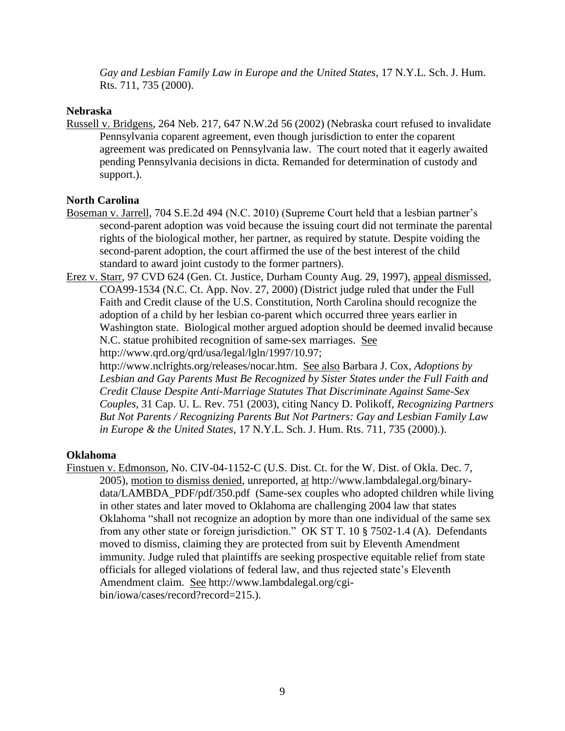*Gay and Lesbian Family Law in Europe and the United States*, 17 N.Y.L. Sch. J. Hum. Rts. 711, 735 (2000).

**Nebraska**

Russell v. Bridgens, 264 Neb. 217, 647 N.W.2d 56 (2002) (Nebraska court refused to invalidate Pennsylvania coparent agreement, even though jurisdiction to enter the coparent agreement was predicated on Pennsylvania law. The court noted that it eagerly awaited pending Pennsylvania decisions in dicta. Remanded for determination of custody and support.).

**North Carolina**

Boseman v. Jarrell, 704 S.E.2d 494 (N.C. 2010) (Supreme Court held that a lesbian partner's second-parent adoption was void because the issuing court did not terminate the parental rights of the biological mother, her partner, as required by statute. Despite voiding the second-parent adoption, the court affirmed the use of the best interest of the child standard to award joint custody to the former partners).

Erez v. Starr, 97 CVD 624 (Gen. Ct. Justice, Durham County Aug. 29, 1997), appeal dismissed, COA99-1534 (N.C. Ct. App. Nov. 27, 2000) (District judge ruled that under the Full Faith and Credit clause of the U.S. Constitution, North Carolina should recognize the adoption of a child by her lesbian co-parent which occurred three years earlier in Washington state. Biological mother argued adoption should be deemed invalid because N.C. statue prohibited recognition of same-sex marriages. See http://www.qrd.org/qrd/usa/legal/lgln/1997/10.97; http://www.nclrights.org/releases/nocar.htm. See also Barbara J. Cox, *Adoptions by Lesbian and Gay Parents Must Be Recognized by Sister States under the Full Faith and Credit Clause Despite Anti-Marriage Statutes That Discriminate Against Same-Sex Couples*, 31 Cap. U. L. Rev. 751 (2003), citing Nancy D. Polikoff, *Recognizing Partners But Not Parents / Recognizing Parents But Not Partners: Gay and Lesbian Family Law in Europe & the United States*, 17 N.Y.L. Sch. J. Hum. Rts. 711, 735 (2000).).

**Oklahoma**

Finstuen v. Edmonson, No. CIV-04-1152-C (U.S. Dist. Ct. for the W. Dist. of Okla. Dec. 7, 2005), motion to dismiss denied, unreported, at http://www.lambdalegal.org/binary-data/LAMBDA_PDF/pdf/350.pdf (Same-sex couples who adopted children while living in other states and later moved to Oklahoma are challenging 2004 law that states Oklahoma "shall not recognize an adoption by more than one individual of the same sex from any other state or foreign jurisdiction." OK ST T. 10 § 7502-1.4 (A). Defendants moved to dismiss, claiming they are protected from suit by Eleventh Amendment immunity. Judge ruled that plaintiffs are seeking prospective equitable relief from state officials for alleged violations of federal law, and thus rejected state's Eleventh Amendment claim. See http://www.lambdalegal.org/cgi-bin/iowa/cases/record?record=215.).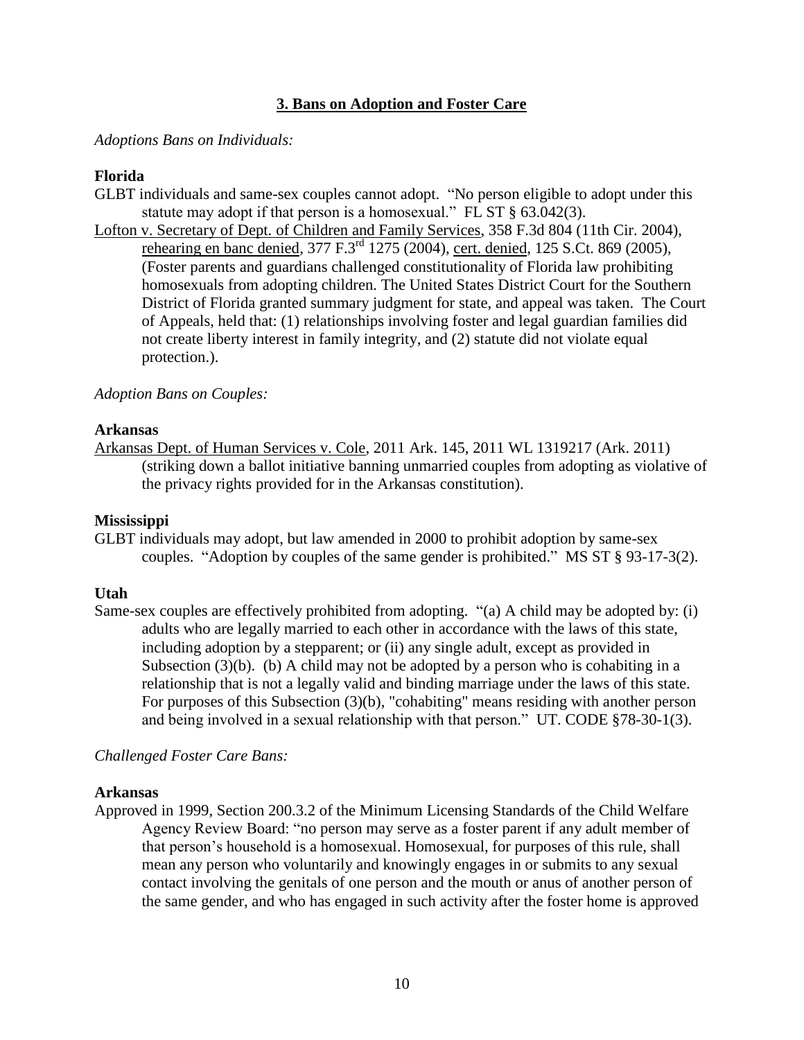## 3. Bans on Adoption and Foster Care

*Adoptions Bans on Individuals:*

**Florida**

GLBT individuals and same-sex couples cannot adopt. "No person eligible to adopt under this statute may adopt if that person is a homosexual." FL ST § 63.042(3).

Lofton v. Secretary of Dept. of Children and Family Services, 358 F.3d 804 (11th Cir. 2004), rehearing en banc denied, 377 F.3rd 1275 (2004), cert. denied, 125 S.Ct. 869 (2005), (Foster parents and guardians challenged constitutionality of Florida law prohibiting homosexuals from adopting children. The United States District Court for the Southern District of Florida granted summary judgment for state, and appeal was taken. The Court of Appeals, held that: (1) relationships involving foster and legal guardian families did not create liberty interest in family integrity, and (2) statute did not violate equal protection.).

*Adoption Bans on Couples:*

**Arkansas**

Arkansas Dept. of Human Services v. Cole, 2011 Ark. 145, 2011 WL 1319217 (Ark. 2011) (striking down a ballot initiative banning unmarried couples from adopting as violative of the privacy rights provided for in the Arkansas constitution).

**Mississippi**

GLBT individuals may adopt, but law amended in 2000 to prohibit adoption by same-sex couples. "Adoption by couples of the same gender is prohibited." MS ST § 93-17-3(2).

**Utah**

Same-sex couples are effectively prohibited from adopting. "(a) A child may be adopted by: (i) adults who are legally married to each other in accordance with the laws of this state, including adoption by a stepparent; or (ii) any single adult, except as provided in Subsection (3)(b). (b) A child may not be adopted by a person who is cohabiting in a relationship that is not a legally valid and binding marriage under the laws of this state. For purposes of this Subsection (3)(b), "cohabiting" means residing with another person and being involved in a sexual relationship with that person." UT. CODE §78-30-1(3).

*Challenged Foster Care Bans:*

**Arkansas**

Approved in 1999, Section 200.3.2 of the Minimum Licensing Standards of the Child Welfare Agency Review Board: "no person may serve as a foster parent if any adult member of that person's household is a homosexual. Homosexual, for purposes of this rule, shall mean any person who voluntarily and knowingly engages in or submits to any sexual contact involving the genitals of one person and the mouth or anus of another person of the same gender, and who has engaged in such activity after the foster home is approved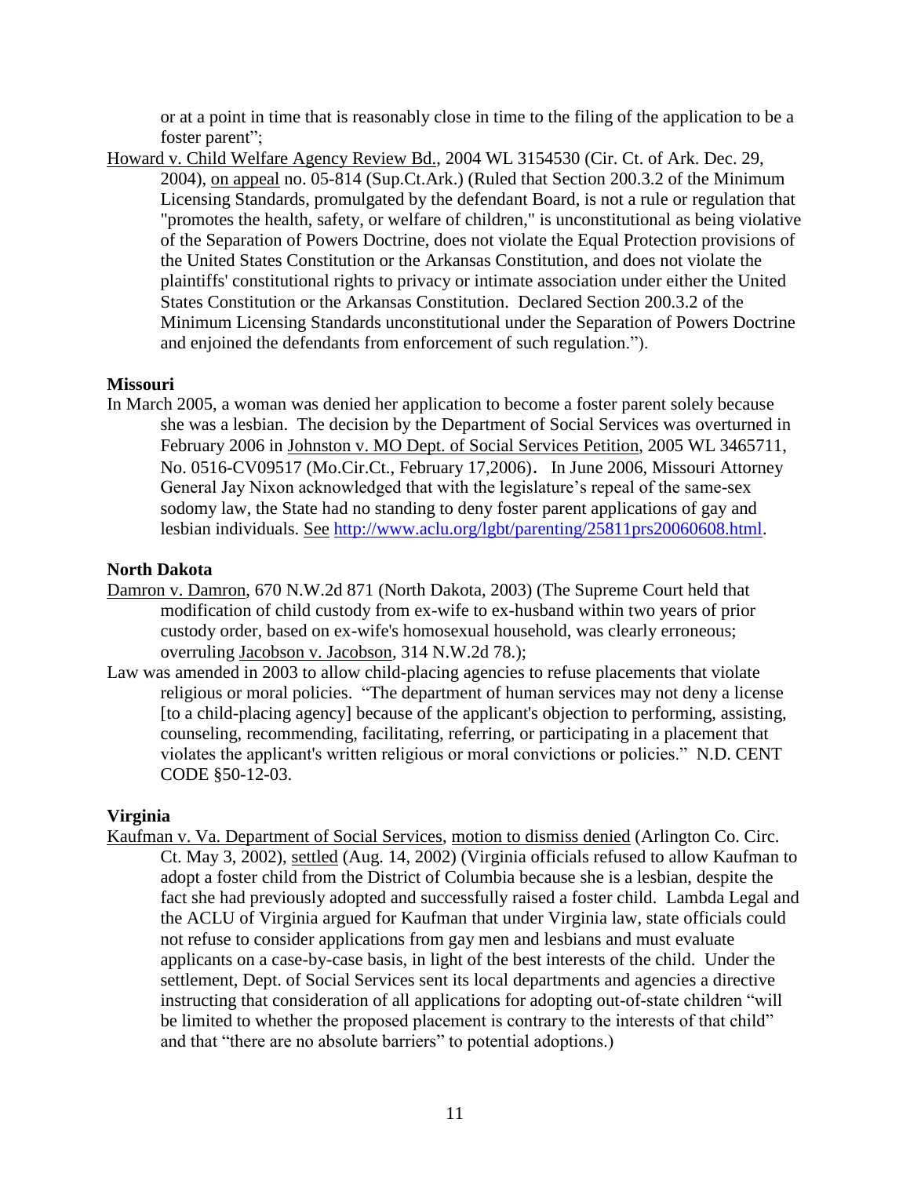or at a point in time that is reasonably close in time to the filing of the application to be a foster parent";

Howard v. Child Welfare Agency Review Bd., 2004 WL 3154530 (Cir. Ct. of Ark. Dec. 29, 2004), on appeal no. 05-814 (Sup.Ct.Ark.) (Ruled that Section 200.3.2 of the Minimum Licensing Standards, promulgated by the defendant Board, is not a rule or regulation that "promotes the health, safety, or welfare of children," is unconstitutional as being violative of the Separation of Powers Doctrine, does not violate the Equal Protection provisions of the United States Constitution or the Arkansas Constitution, and does not violate the plaintiffs' constitutional rights to privacy or intimate association under either the United States Constitution or the Arkansas Constitution. Declared Section 200.3.2 of the Minimum Licensing Standards unconstitutional under the Separation of Powers Doctrine and enjoined the defendants from enforcement of such regulation.").

**Missouri**

In March 2005, a woman was denied her application to become a foster parent solely because she was a lesbian. The decision by the Department of Social Services was overturned in February 2006 in Johnston v. MO Dept. of Social Services Petition, 2005 WL 3465711, No. 0516-CV09517 (Mo.Cir.Ct., February 17,2006). In June 2006, Missouri Attorney General Jay Nixon acknowledged that with the legislature's repeal of the same-sex sodomy law, the State had no standing to deny foster parent applications of gay and lesbian individuals. See http://www.aclu.org/lgbt/parenting/25811prs20060608.html.

**North Dakota**

Damron v. Damron, 670 N.W.2d 871 (North Dakota, 2003) (The Supreme Court held that modification of child custody from ex-wife to ex-husband within two years of prior custody order, based on ex-wife's homosexual household, was clearly erroneous; overruling Jacobson v. Jacobson, 314 N.W.2d 78.);

Law was amended in 2003 to allow child-placing agencies to refuse placements that violate religious or moral policies. "The department of human services may not deny a license [to a child-placing agency] because of the applicant's objection to performing, assisting, counseling, recommending, facilitating, referring, or participating in a placement that violates the applicant's written religious or moral convictions or policies." N.D. CENT CODE §50-12-03.

**Virginia**

Kaufman v. Va. Department of Social Services, motion to dismiss denied (Arlington Co. Circ. Ct. May 3, 2002), settled (Aug. 14, 2002) (Virginia officials refused to allow Kaufman to adopt a foster child from the District of Columbia because she is a lesbian, despite the fact she had previously adopted and successfully raised a foster child. Lambda Legal and the ACLU of Virginia argued for Kaufman that under Virginia law, state officials could not refuse to consider applications from gay men and lesbians and must evaluate applicants on a case-by-case basis, in light of the best interests of the child. Under the settlement, Dept. of Social Services sent its local departments and agencies a directive instructing that consideration of all applications for adopting out-of-state children "will be limited to whether the proposed placement is contrary to the interests of that child" and that "there are no absolute barriers" to potential adoptions.)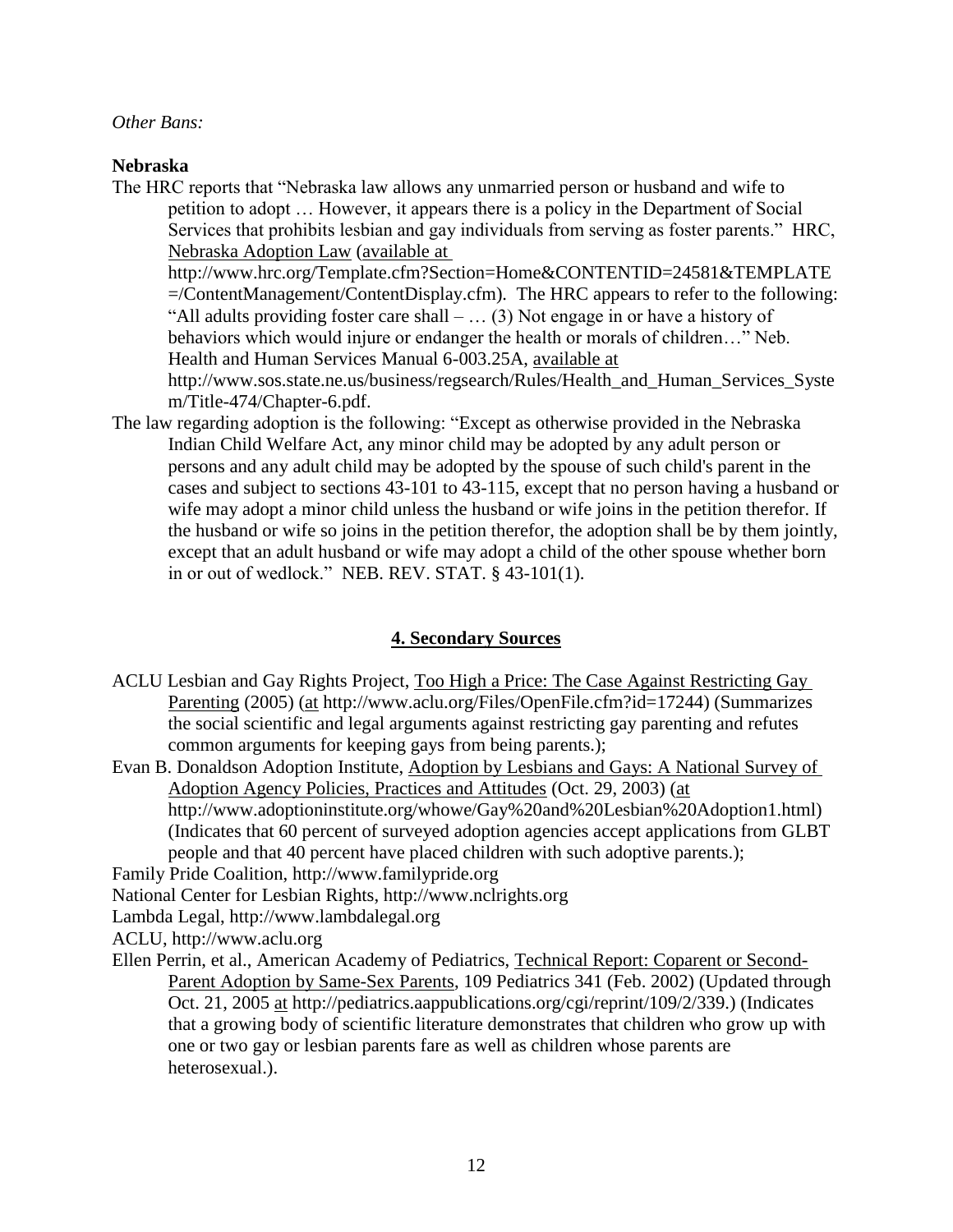*Other Bans:*

**Nebraska**

The HRC reports that "Nebraska law allows any unmarried person or husband and wife to petition to adopt … However, it appears there is a policy in the Department of Social Services that prohibits lesbian and gay individuals from serving as foster parents." HRC, Nebraska Adoption Law (available at http://www.hrc.org/Template.cfm?Section=Home&CONTENTID=24581&TEMPLATE=/ContentManagement/ContentDisplay.cfm). The HRC appears to refer to the following: "All adults providing foster care shall – … (3) Not engage in or have a history of behaviors which would injure or endanger the health or morals of children…" Neb. Health and Human Services Manual 6-003.25A, available at http://www.sos.state.ne.us/business/regsearch/Rules/Health_and_Human_Services_System/Title-474/Chapter-6.pdf.

The law regarding adoption is the following: "Except as otherwise provided in the Nebraska Indian Child Welfare Act, any minor child may be adopted by any adult person or persons and any adult child may be adopted by the spouse of such child's parent in the cases and subject to sections 43-101 to 43-115, except that no person having a husband or wife may adopt a minor child unless the husband or wife joins in the petition therefor. If the husband or wife so joins in the petition therefor, the adoption shall be by them jointly, except that an adult husband or wife may adopt a child of the other spouse whether born in or out of wedlock." NEB. REV. STAT. § 43-101(1).

## 4. Secondary Sources

ACLU Lesbian and Gay Rights Project, Too High a Price: The Case Against Restricting Gay Parenting (2005) (at http://www.aclu.org/Files/OpenFile.cfm?id=17244) (Summarizes the social scientific and legal arguments against restricting gay parenting and refutes common arguments for keeping gays from being parents.);

Evan B. Donaldson Adoption Institute, Adoption by Lesbians and Gays: A National Survey of Adoption Agency Policies, Practices and Attitudes (Oct. 29, 2003) (at http://www.adoptioninstitute.org/whowe/Gay%20and%20Lesbian%20Adoption1.html) (Indicates that 60 percent of surveyed adoption agencies accept applications from GLBT people and that 40 percent have placed children with such adoptive parents.);

Family Pride Coalition, http://www.familypride.org

National Center for Lesbian Rights, http://www.nclrights.org

Lambda Legal, http://www.lambdalegal.org

ACLU, http://www.aclu.org

Ellen Perrin, et al., American Academy of Pediatrics, Technical Report: Coparent or Second-Parent Adoption by Same-Sex Parents, 109 Pediatrics 341 (Feb. 2002) (Updated through Oct. 21, 2005 at http://pediatrics.aappublications.org/cgi/reprint/109/2/339.) (Indicates that a growing body of scientific literature demonstrates that children who grow up with one or two gay or lesbian parents fare as well as children whose parents are heterosexual.).